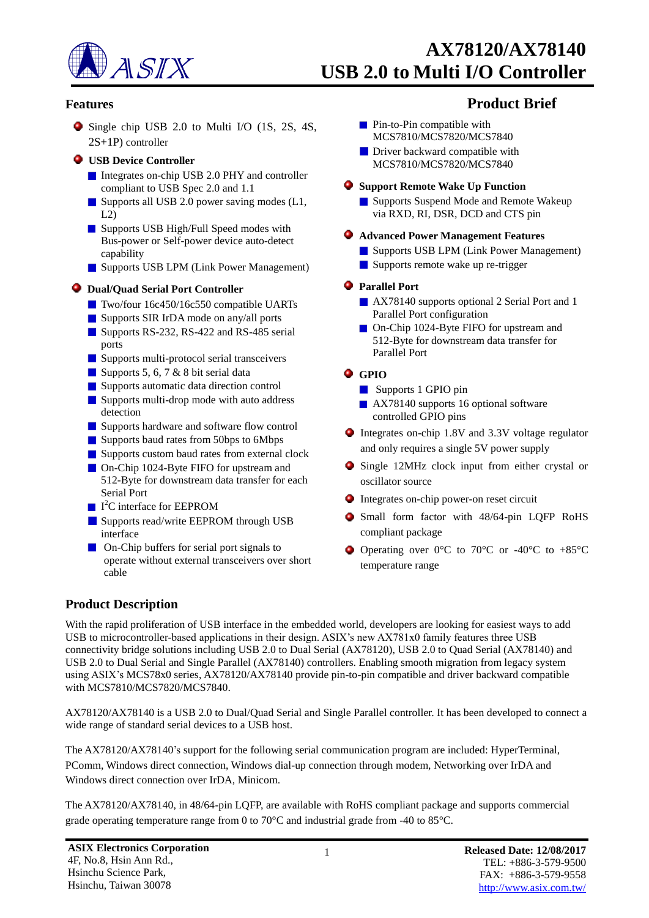# AX78120/AX78140
# USB 2.0 to Multi I/O Controller

## Features

## Product Brief

- Single chip USB 2.0 to Multi I/O (1S, 2S, 4S, 2S+1P) controller
- **USB Device Controller**
  - Integrates on-chip USB 2.0 PHY and controller compliant to USB Spec 2.0 and 1.1
  - Supports all USB 2.0 power saving modes (L1, L2)
  - Supports USB High/Full Speed modes with Bus-power or Self-power device auto-detect capability
  - Supports USB LPM (Link Power Management)
- **Dual/Quad Serial Port Controller**
  - Two/four 16c450/16c550 compatible UARTs
  - Supports SIR IrDA mode on any/all ports
  - Supports RS-232, RS-422 and RS-485 serial ports
  - Supports multi-protocol serial transceivers
  - Supports 5, 6, 7 & 8 bit serial data
  - Supports automatic data direction control
  - Supports multi-drop mode with auto address detection
  - Supports hardware and software flow control
  - Supports baud rates from 50bps to 6Mbps
  - Supports custom baud rates from external clock
  - On-Chip 1024-Byte FIFO for upstream and 512-Byte for downstream data transfer for each Serial Port
  - I$^2$C interface for EEPROM
  - Supports read/write EEPROM through USB interface
  - On-Chip buffers for serial port signals to operate without external transceivers over short cable
  - Pin-to-Pin compatible with MCS7810/MCS7820/MCS7840
  - Driver backward compatible with MCS7810/MCS7820/MCS7840
- **Support Remote Wake Up Function**
  - Supports Suspend Mode and Remote Wakeup via RXD, RI, DSR, DCD and CTS pin
- **Advanced Power Management Features**
  - Supports USB LPM (Link Power Management)
  - Supports remote wake up re-trigger
- **Parallel Port**
  - AX78140 supports optional 2 Serial Port and 1 Parallel Port configuration
  - On-Chip 1024-Byte FIFO for upstream and 512-Byte for downstream data transfer for Parallel Port
- **GPIO**
  - Supports 1 GPIO pin
  - AX78140 supports 16 optional software controlled GPIO pins
- Integrates on-chip 1.8V and 3.3V voltage regulator and only requires a single 5V power supply
- Single 12MHz clock input from either crystal or oscillator source
- Integrates on-chip power-on reset circuit
- Small form factor with 48/64-pin LQFP RoHS compliant package
- Operating over 0°C to 70°C or -40°C to +85°C temperature range

## Product Description

With the rapid proliferation of USB interface in the embedded world, developers are looking for easiest ways to add USB to microcontroller-based applications in their design. ASIX's new AX781x0 family features three USB connectivity bridge solutions including USB 2.0 to Dual Serial (AX78120), USB 2.0 to Quad Serial (AX78140) and USB 2.0 to Dual Serial and Single Parallel (AX78140) controllers. Enabling smooth migration from legacy system using ASIX's MCS78x0 series, AX78120/AX78140 provide pin-to-pin compatible and driver backward compatible with MCS7810/MCS7820/MCS7840.

AX78120/AX78140 is a USB 2.0 to Dual/Quad Serial and Single Parallel controller. It has been developed to connect a wide range of standard serial devices to a USB host.

The AX78120/AX78140's support for the following serial communication program are included: HyperTerminal, PComm, Windows direct connection, Windows dial-up connection through modem, Networking over IrDA and Windows direct connection over IrDA, Minicom.

The AX78120/AX78140, in 48/64-pin LQFP, are available with RoHS compliant package and supports commercial grade operating temperature range from 0 to 70°C and industrial grade from -40 to 85°C.

**ASIX Electronics Corporation**
4F, No.8, Hsin Ann Rd.,
Hsinchu Science Park,
Hsinchu, Taiwan 30078

**Released Date: 12/08/2017**
TEL: +886-3-579-9500
FAX: +886-3-579-9558
http://www.asix.com.tw/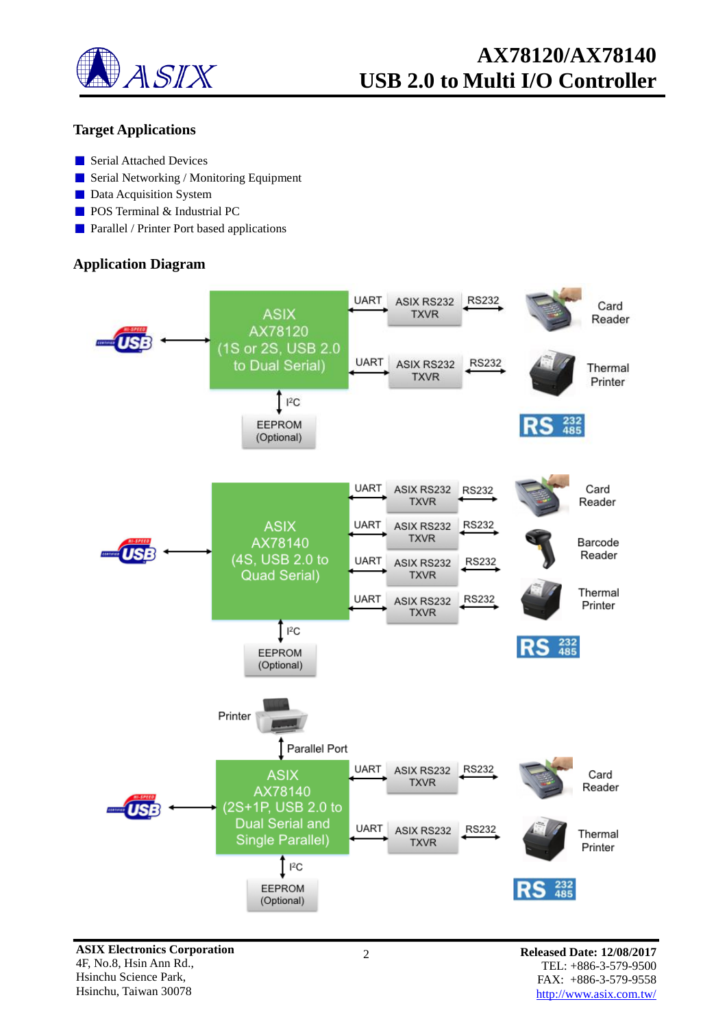## Target Applications

- Serial Attached Devices
- Serial Networking / Monitoring Equipment
- Data Acquisition System
- POS Terminal & Industrial PC
- Parallel / Printer Port based applications

## Application Diagram

ASIX AX78120 (1S or 2S, USB 2.0 to Dual Serial)

UART

ASIX RS232 TXVR

RS232

Card Reader

Thermal Printer

I²C

EEPROM (Optional)

RS 232 485

ASIX AX78140 (4S, USB 2.0 to Quad Serial)

UART

ASIX RS232 TXVR

RS232

Card Reader

Barcode Reader

Thermal Printer

I²C

EEPROM (Optional)

RS 232 485

Printer

Parallel Port

ASIX AX78140 (2S+1P, USB 2.0 to Dual Serial and Single Parallel)

UART

ASIX RS232 TXVR

RS232

Card Reader

Thermal Printer

I²C

EEPROM (Optional)

RS 232 485